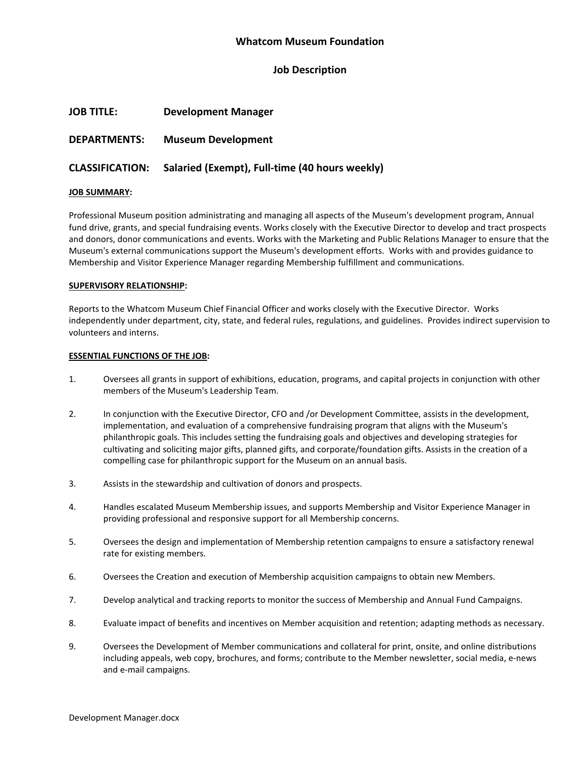# Whatcom Museum Foundation

## Job Description

**JOB TITLE:** Development Manager

**DEPARTMENTS:** Museum Development

**CLASSIFICATION:** Salaried (Exempt), Full-time (40 hours weekly)

**JOB SUMMARY:**

Professional Museum position administrating and managing all aspects of the Museum's development program, Annual fund drive, grants, and special fundraising events. Works closely with the Executive Director to develop and tract prospects and donors, donor communications and events. Works with the Marketing and Public Relations Manager to ensure that the Museum's external communications support the Museum's development efforts. Works with and provides guidance to Membership and Visitor Experience Manager regarding Membership fulfillment and communications.

**SUPERVISORY RELATIONSHIP:**

Reports to the Whatcom Museum Chief Financial Officer and works closely with the Executive Director. Works independently under department, city, state, and federal rules, regulations, and guidelines. Provides indirect supervision to volunteers and interns.

**ESSENTIAL FUNCTIONS OF THE JOB:**

1. Oversees all grants in support of exhibitions, education, programs, and capital projects in conjunction with other members of the Museum's Leadership Team.

2. In conjunction with the Executive Director, CFO and /or Development Committee, assists in the development, implementation, and evaluation of a comprehensive fundraising program that aligns with the Museum's philanthropic goals. This includes setting the fundraising goals and objectives and developing strategies for cultivating and soliciting major gifts, planned gifts, and corporate/foundation gifts. Assists in the creation of a compelling case for philanthropic support for the Museum on an annual basis.

3. Assists in the stewardship and cultivation of donors and prospects.

4. Handles escalated Museum Membership issues, and supports Membership and Visitor Experience Manager in providing professional and responsive support for all Membership concerns.

5. Oversees the design and implementation of Membership retention campaigns to ensure a satisfactory renewal rate for existing members.

6. Oversees the Creation and execution of Membership acquisition campaigns to obtain new Members.

7. Develop analytical and tracking reports to monitor the success of Membership and Annual Fund Campaigns.

8. Evaluate impact of benefits and incentives on Member acquisition and retention; adapting methods as necessary.

9. Oversees the Development of Member communications and collateral for print, onsite, and online distributions including appeals, web copy, brochures, and forms; contribute to the Member newsletter, social media, e-news and e-mail campaigns.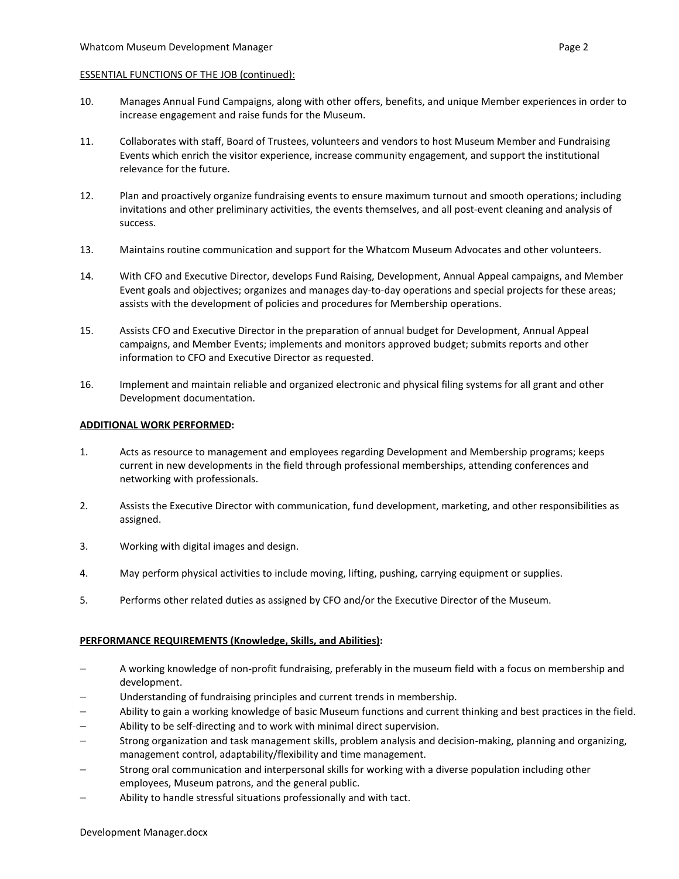ESSENTIAL FUNCTIONS OF THE JOB (continued):

10. Manages Annual Fund Campaigns, along with other offers, benefits, and unique Member experiences in order to increase engagement and raise funds for the Museum.

11. Collaborates with staff, Board of Trustees, volunteers and vendors to host Museum Member and Fundraising Events which enrich the visitor experience, increase community engagement, and support the institutional relevance for the future.

12. Plan and proactively organize fundraising events to ensure maximum turnout and smooth operations; including invitations and other preliminary activities, the events themselves, and all post-event cleaning and analysis of success.

13. Maintains routine communication and support for the Whatcom Museum Advocates and other volunteers.

14. With CFO and Executive Director, develops Fund Raising, Development, Annual Appeal campaigns, and Member Event goals and objectives; organizes and manages day-to-day operations and special projects for these areas; assists with the development of policies and procedures for Membership operations.

15. Assists CFO and Executive Director in the preparation of annual budget for Development, Annual Appeal campaigns, and Member Events; implements and monitors approved budget; submits reports and other information to CFO and Executive Director as requested.

16. Implement and maintain reliable and organized electronic and physical filing systems for all grant and other Development documentation.

**ADDITIONAL WORK PERFORMED:**

1. Acts as resource to management and employees regarding Development and Membership programs; keeps current in new developments in the field through professional memberships, attending conferences and networking with professionals.

2. Assists the Executive Director with communication, fund development, marketing, and other responsibilities as assigned.

3. Working with digital images and design.

4. May perform physical activities to include moving, lifting, pushing, carrying equipment or supplies.

5. Performs other related duties as assigned by CFO and/or the Executive Director of the Museum.

**PERFORMANCE REQUIREMENTS (Knowledge, Skills, and Abilities):**

- A working knowledge of non-profit fundraising, preferably in the museum field with a focus on membership and development.
- Understanding of fundraising principles and current trends in membership.
- Ability to gain a working knowledge of basic Museum functions and current thinking and best practices in the field.
- Ability to be self-directing and to work with minimal direct supervision.
- Strong organization and task management skills, problem analysis and decision-making, planning and organizing, management control, adaptability/flexibility and time management.
- Strong oral communication and interpersonal skills for working with a diverse population including other employees, Museum patrons, and the general public.
- Ability to handle stressful situations professionally and with tact.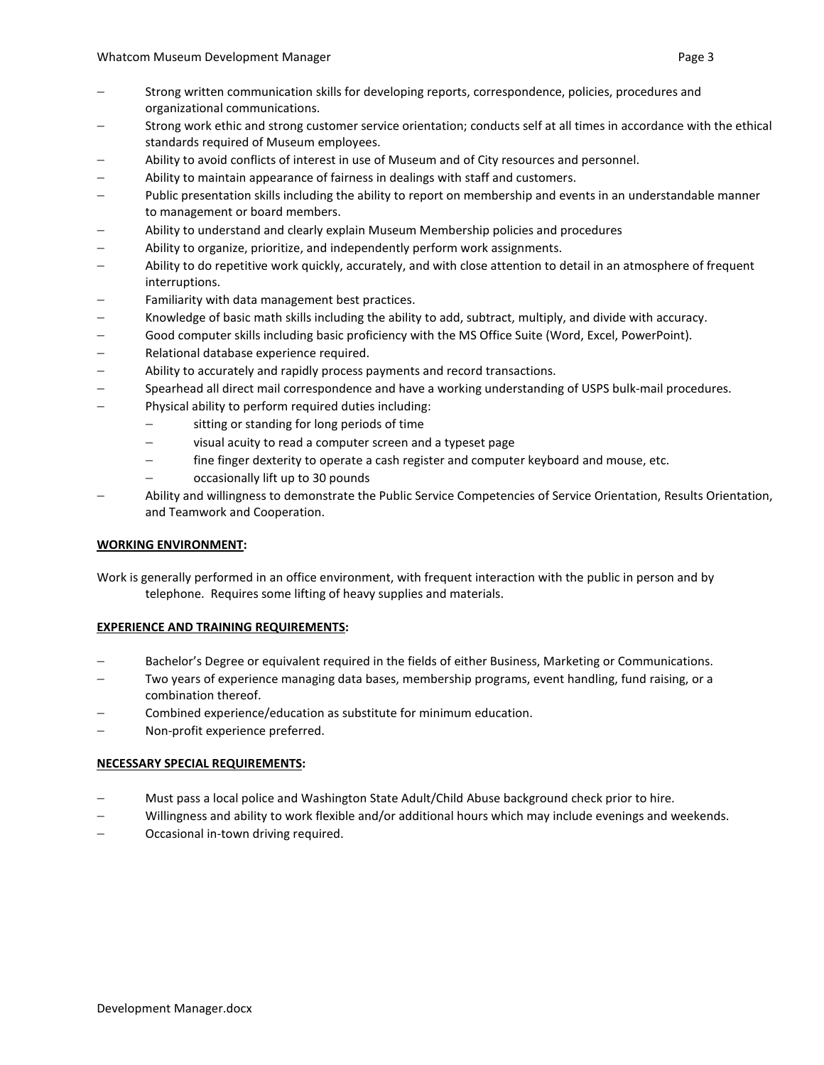- Strong written communication skills for developing reports, correspondence, policies, procedures and organizational communications.
- Strong work ethic and strong customer service orientation; conducts self at all times in accordance with the ethical standards required of Museum employees.
- Ability to avoid conflicts of interest in use of Museum and of City resources and personnel.
- Ability to maintain appearance of fairness in dealings with staff and customers.
- Public presentation skills including the ability to report on membership and events in an understandable manner to management or board members.
- Ability to understand and clearly explain Museum Membership policies and procedures
- Ability to organize, prioritize, and independently perform work assignments.
- Ability to do repetitive work quickly, accurately, and with close attention to detail in an atmosphere of frequent interruptions.
- Familiarity with data management best practices.
- Knowledge of basic math skills including the ability to add, subtract, multiply, and divide with accuracy.
- Good computer skills including basic proficiency with the MS Office Suite (Word, Excel, PowerPoint).
- Relational database experience required.
- Ability to accurately and rapidly process payments and record transactions.
- Spearhead all direct mail correspondence and have a working understanding of USPS bulk-mail procedures.
- Physical ability to perform required duties including:
  - sitting or standing for long periods of time
  - visual acuity to read a computer screen and a typeset page
  - fine finger dexterity to operate a cash register and computer keyboard and mouse, etc.
  - occasionally lift up to 30 pounds
- Ability and willingness to demonstrate the Public Service Competencies of Service Orientation, Results Orientation, and Teamwork and Cooperation.

**WORKING ENVIRONMENT:**

Work is generally performed in an office environment, with frequent interaction with the public in person and by telephone. Requires some lifting of heavy supplies and materials.

**EXPERIENCE AND TRAINING REQUIREMENTS:**

- Bachelor's Degree or equivalent required in the fields of either Business, Marketing or Communications.
- Two years of experience managing data bases, membership programs, event handling, fund raising, or a combination thereof.
- Combined experience/education as substitute for minimum education.
- Non-profit experience preferred.

**NECESSARY SPECIAL REQUIREMENTS:**

- Must pass a local police and Washington State Adult/Child Abuse background check prior to hire.
- Willingness and ability to work flexible and/or additional hours which may include evenings and weekends.
- Occasional in-town driving required.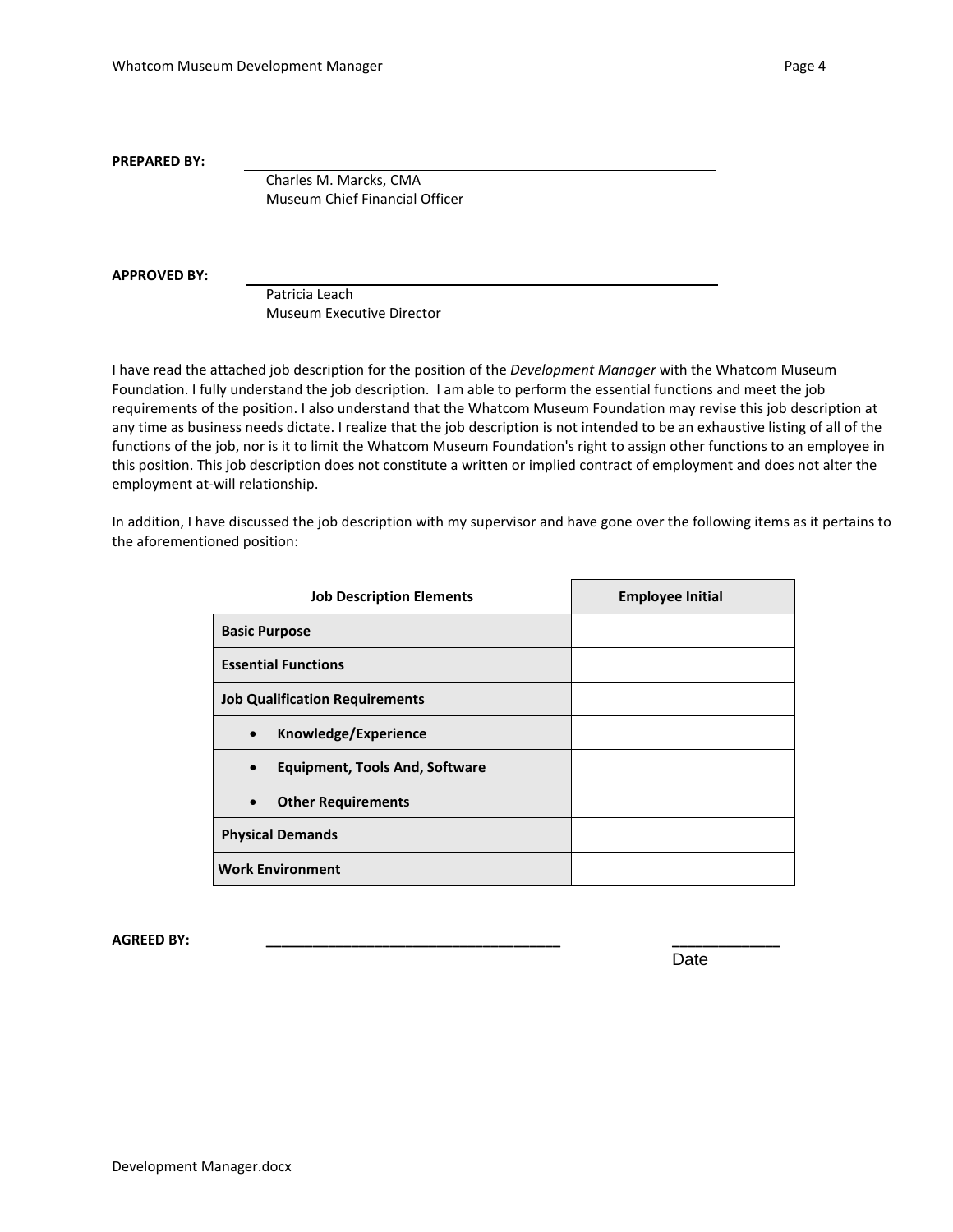**PREPARED BY:** \_\_\_\_\_\_\_\_\_\_\_\_\_\_\_\_\_\_\_\_\_\_\_\_\_\_\_\_\_\_\_\_\_\_\_\_\_\_\_\_

Charles M. Marcks, CMA
Museum Chief Financial Officer

**APPROVED BY:** \_\_\_\_\_\_\_\_\_\_\_\_\_\_\_\_\_\_\_\_\_\_\_\_\_\_\_\_\_\_\_\_\_\_\_\_\_\_\_\_

Patricia Leach
Museum Executive Director

I have read the attached job description for the position of the *Development Manager* with the Whatcom Museum Foundation. I fully understand the job description. I am able to perform the essential functions and meet the job requirements of the position. I also understand that the Whatcom Museum Foundation may revise this job description at any time as business needs dictate. I realize that the job description is not intended to be an exhaustive listing of all of the functions of the job, nor is it to limit the Whatcom Museum Foundation's right to assign other functions to an employee in this position. This job description does not constitute a written or implied contract of employment and does not alter the employment at-will relationship.

In addition, I have discussed the job description with my supervisor and have gone over the following items as it pertains to the aforementioned position:

| Job Description Elements | Employee Initial |
|---|---|
| **Basic Purpose** | |
| **Essential Functions** | |
| **Job Qualification Requirements** | |
| • **Knowledge/Experience** | |
| • **Equipment, Tools And, Software** | |
| • **Other Requirements** | |
| **Physical Demands** | |
| **Work Environment** | |

**AGREED BY:** \_\_\_\_\_\_\_\_\_\_\_\_\_\_\_\_\_\_\_\_\_\_\_\_\_\_\_\_\_\_\_\_\_\_\_\_\_\_\_\_ \_\_\_\_\_\_\_\_\_\_\_\_\_\_
Date